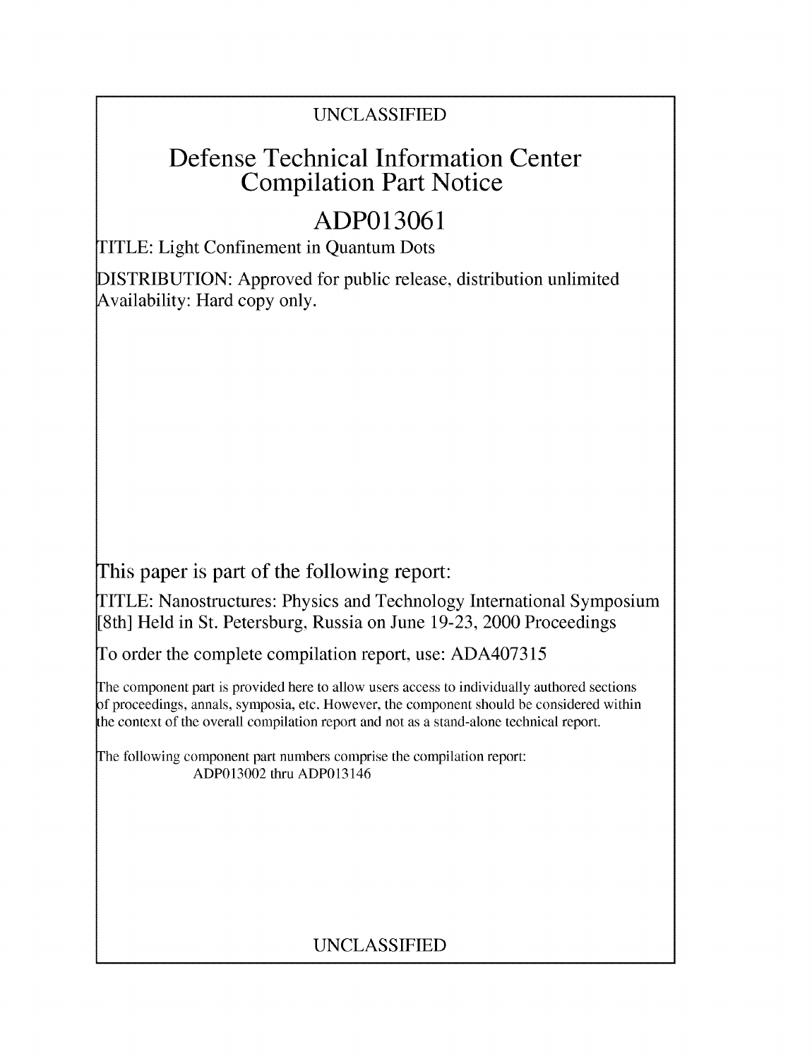UNCLASSIFIED

# Defense Technical Information Center Compilation Part Notice

## ADP013061

TITLE: Light Confinement in Quantum Dots

DISTRIBUTION: Approved for public release, distribution unlimited
Availability: Hard copy only.

This paper is part of the following report:

TITLE: Nanostructures: Physics and Technology International Symposium [8th] Held in St. Petersburg, Russia on June 19-23, 2000 Proceedings

To order the complete compilation report, use: ADA407315

The component part is provided here to allow users access to individually authored sections of proceedings, annals, symposia, etc. However, the component should be considered within the context of the overall compilation report and not as a stand-alone technical report.

The following component part numbers comprise the compilation report:
ADP013002 thru ADP013146

UNCLASSIFIED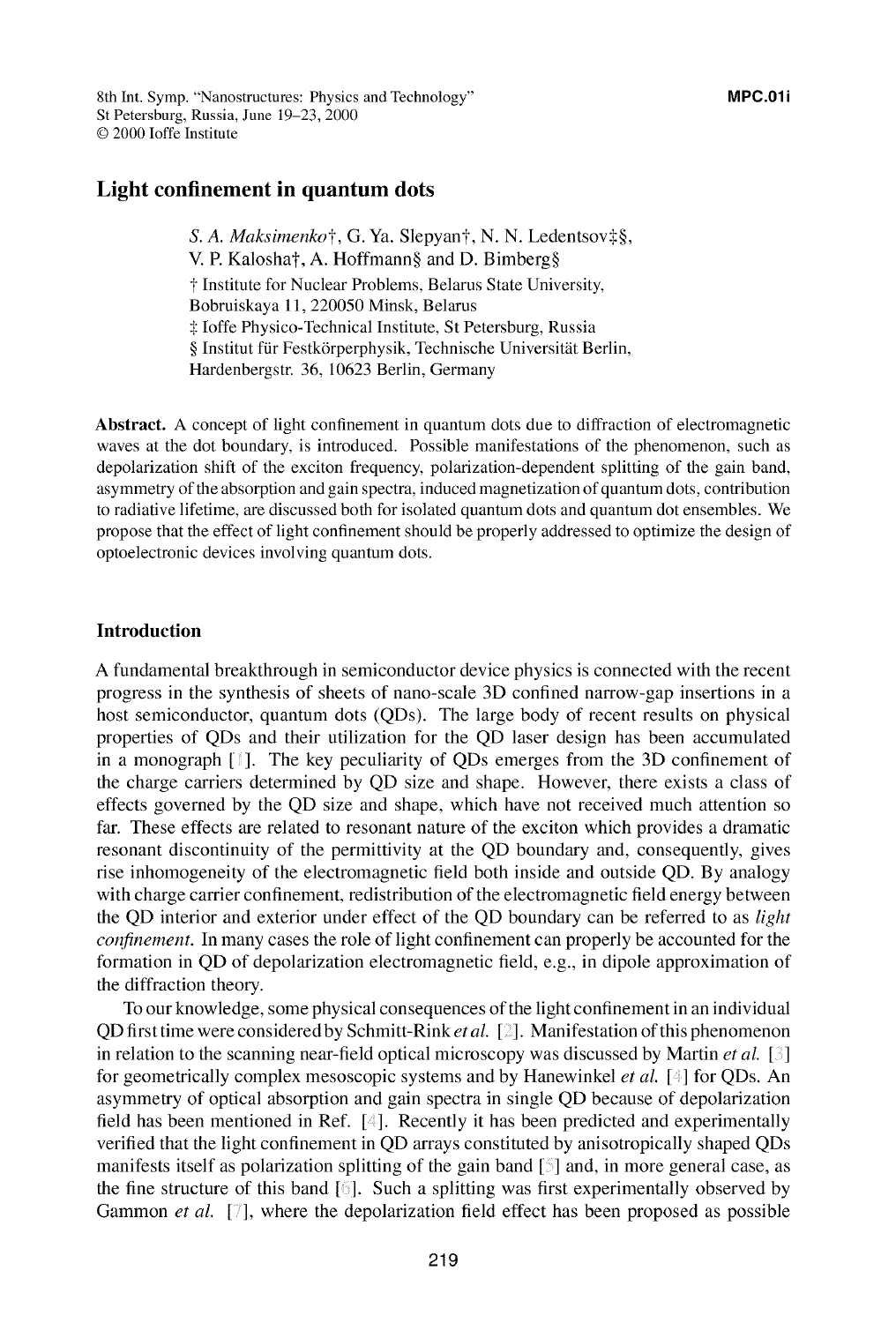# Light confinement in quantum dots

*S. A. Maksimenko*†, G. Ya. Slepyan†, N. N. Ledentsov‡§, V. P. Kalosha†, A. Hoffmann§ and D. Bimberg§

† Institute for Nuclear Problems, Belarus State University, Bobruiskaya 11, 220050 Minsk, Belarus

‡ Ioffe Physico-Technical Institute, St Petersburg, Russia

§ Institut für Festkörperphysik, Technische Universität Berlin, Hardenbergstr. 36, 10623 Berlin, Germany

**Abstract.** A concept of light confinement in quantum dots due to diffraction of electromagnetic waves at the dot boundary, is introduced. Possible manifestations of the phenomenon, such as depolarization shift of the exciton frequency, polarization-dependent splitting of the gain band, asymmetry of the absorption and gain spectra, induced magnetization of quantum dots, contribution to radiative lifetime, are discussed both for isolated quantum dots and quantum dot ensembles. We propose that the effect of light confinement should be properly addressed to optimize the design of optoelectronic devices involving quantum dots.

## Introduction

A fundamental breakthrough in semiconductor device physics is connected with the recent progress in the synthesis of sheets of nano-scale 3D confined narrow-gap insertions in a host semiconductor, quantum dots (QDs). The large body of recent results on physical properties of QDs and their utilization for the QD laser design has been accumulated in a monograph [1]. The key peculiarity of QDs emerges from the 3D confinement of the charge carriers determined by QD size and shape. However, there exists a class of effects governed by the QD size and shape, which have not received much attention so far. These effects are related to resonant nature of the exciton which provides a dramatic resonant discontinuity of the permittivity at the QD boundary and, consequently, gives rise inhomogeneity of the electromagnetic field both inside and outside QD. By analogy with charge carrier confinement, redistribution of the electromagnetic field energy between the QD interior and exterior under effect of the QD boundary can be referred to as *light confinement*. In many cases the role of light confinement can properly be accounted for the formation in QD of depolarization electromagnetic field, e.g., in dipole approximation of the diffraction theory.

To our knowledge, some physical consequences of the light confinement in an individual QD first time were considered by Schmitt-Rink *et al.* [2]. Manifestation of this phenomenon in relation to the scanning near-field optical microscopy was discussed by Martin *et al.* [3] for geometrically complex mesoscopic systems and by Hanewinkel *et al.* [4] for QDs. An asymmetry of optical absorption and gain spectra in single QD because of depolarization field has been mentioned in Ref. [4]. Recently it has been predicted and experimentally verified that the light confinement in QD arrays constituted by anisotropically shaped QDs manifests itself as polarization splitting of the gain band [5] and, in more general case, as the fine structure of this band [6]. Such a splitting was first experimentally observed by Gammon *et al.* [7], where the depolarization field effect has been proposed as possible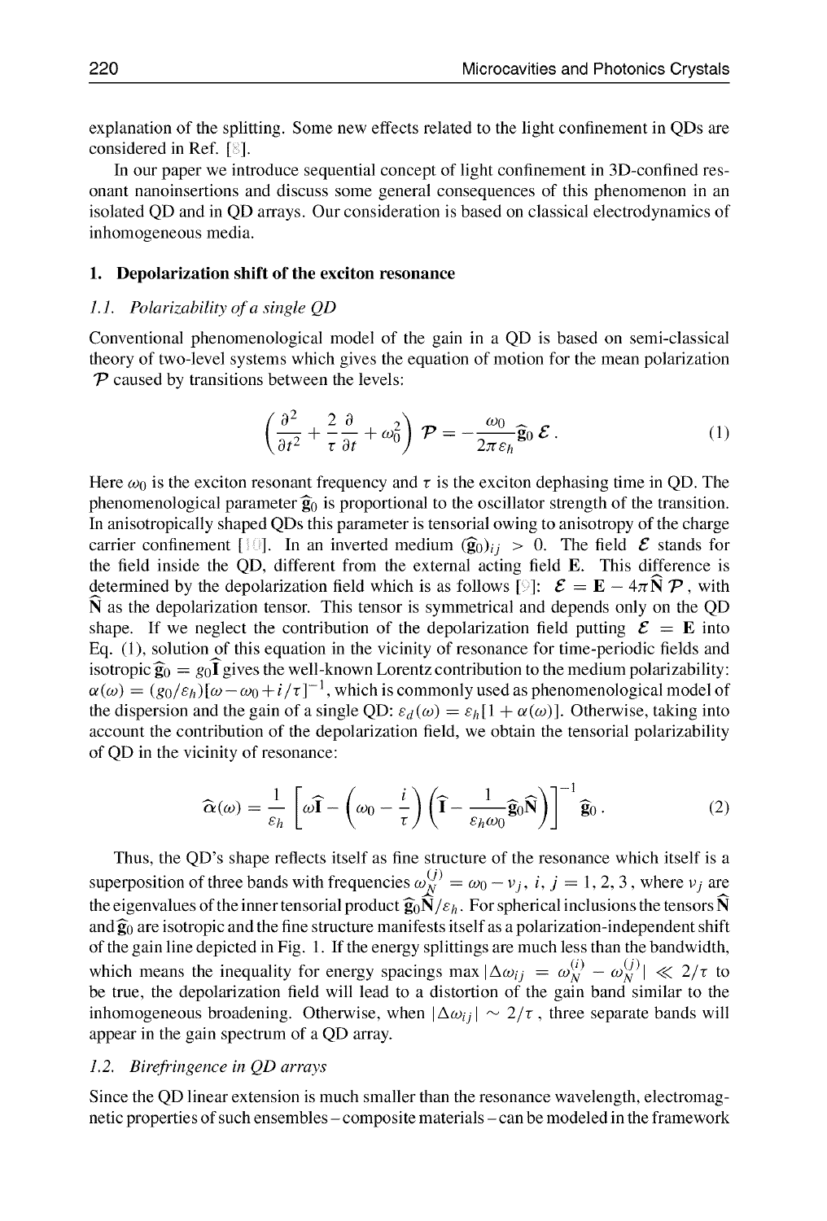explanation of the splitting. Some new effects related to the light confinement in QDs are considered in Ref. [8].

In our paper we introduce sequential concept of light confinement in 3D-confined resonant nanoinsertions and discuss some general consequences of this phenomenon in an isolated QD and in QD arrays. Our consideration is based on classical electrodynamics of inhomogeneous media.

## 1. Depolarization shift of the exciton resonance

### *1.1. Polarizability of a single QD*

Conventional phenomenological model of the gain in a QD is based on semi-classical theory of two-level systems which gives the equation of motion for the mean polarization $\mathcal{P}$ caused by transitions between the levels:

$$\left(\frac{\partial^2}{\partial t^2} + \frac{2}{\tau}\frac{\partial}{\partial t} + \omega_0^2\right)\mathcal{P} = -\frac{\omega_0}{2\pi\varepsilon_h}\widehat{\mathbf{g}}_0\,\mathcal{E}\,. \tag{1}$$

Here $\omega_0$ is the exciton resonant frequency and $\tau$ is the exciton dephasing time in QD. The phenomenological parameter $\widehat{\mathbf{g}}_0$ is proportional to the oscillator strength of the transition. In anisotropically shaped QDs this parameter is tensorial owing to anisotropy of the charge carrier confinement [10]. In an inverted medium $(\widehat{\mathbf{g}}_0)_{ij} > 0$. The field $\mathcal{E}$ stands for the field inside the QD, different from the external acting field $\mathbf{E}$. This difference is determined by the depolarization field which is as follows [9]: $\mathcal{E} = \mathbf{E} - 4\pi\widehat{\mathbf{N}}\,\mathcal{P}$, with $\widehat{\mathbf{N}}$ as the depolarization tensor. This tensor is symmetrical and depends only on the QD shape. If we neglect the contribution of the depolarization field putting $\mathcal{E} = \mathbf{E}$ into Eq. (1), solution of this equation in the vicinity of resonance for time-periodic fields and isotropic $\widehat{\mathbf{g}}_0 = g_0\widehat{\mathbf{I}}$ gives the well-known Lorentz contribution to the medium polarizability: $\alpha(\omega) = (g_0/\varepsilon_h)[\omega - \omega_0 + i/\tau]^{-1}$, which is commonly used as phenomenological model of the dispersion and the gain of a single QD: $\varepsilon_d(\omega) = \varepsilon_h[1 + \alpha(\omega)]$. Otherwise, taking into account the contribution of the depolarization field, we obtain the tensorial polarizability of QD in the vicinity of resonance:

$$\widehat{\alpha}(\omega) = \frac{1}{\varepsilon_h}\left[\omega\widehat{\mathbf{I}} - \left(\omega_0 - \frac{i}{\tau}\right)\left(\widehat{\mathbf{I}} - \frac{1}{\varepsilon_h\omega_0}\widehat{\mathbf{g}}_0\widehat{\mathbf{N}}\right)\right]^{-1}\widehat{\mathbf{g}}_0\,. \tag{2}$$

Thus, the QD's shape reflects itself as fine structure of the resonance which itself is a superposition of three bands with frequencies $\omega_N^{(j)} = \omega_0 - \nu_j,\ i, j = 1, 2, 3$, where $\nu_j$ are the eigenvalues of the inner tensorial product $\widehat{\mathbf{g}}_0\widehat{\mathbf{N}}/\varepsilon_h$. For spherical inclusions the tensors $\widehat{\mathbf{N}}$ and $\widehat{\mathbf{g}}_0$ are isotropic and the fine structure manifests itself as a polarization-independent shift of the gain line depicted in Fig. 1. If the energy splittings are much less than the bandwidth, which means the inequality for energy spacings $\max|\Delta\omega_{ij} = \omega_N^{(i)} - \omega_N^{(j)}| \ll 2/\tau$ to be true, the depolarization field will lead to a distortion of the gain band similar to the inhomogeneous broadening. Otherwise, when $|\Delta\omega_{ij}| \sim 2/\tau$, three separate bands will appear in the gain spectrum of a QD array.

### *1.2. Birefringence in QD arrays*

Since the QD linear extension is much smaller than the resonance wavelength, electromagnetic properties of such ensembles – composite materials – can be modeled in the framework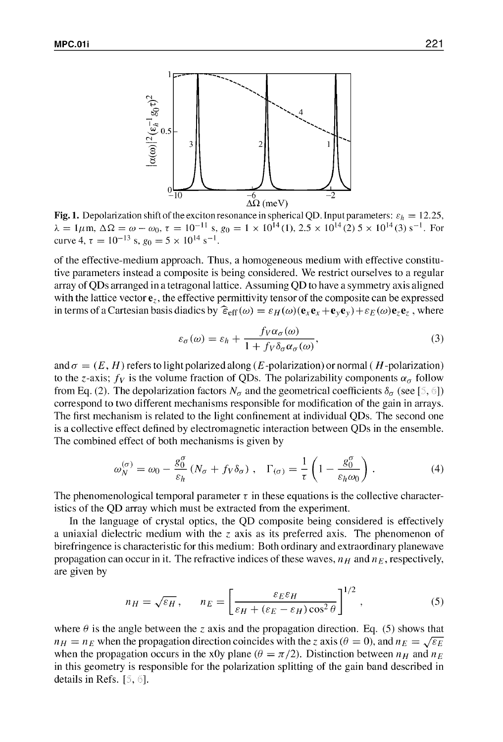**Fig. 1.** Depolarization shift of the exciton resonance in spherical QD. Input parameters: $\varepsilon_h = 12.25$, $\lambda = 1\,\mu$m, $\Delta\Omega = \omega - \omega_0$, $\tau = 10^{-11}$ s, $g_0 = 1 \times 10^{14}$ (1), $2.5 \times 10^{14}$ (2) $5 \times 10^{14}$ (3) s$^{-1}$. For curve 4, $\tau = 10^{-13}$ s, $g_0 = 5 \times 10^{14}$ s$^{-1}$.

of the effective-medium approach. Thus, a homogeneous medium with effective constitutive parameters instead a composite is being considered. We restrict ourselves to a regular array of QDs arranged in a tetragonal lattice. Assuming QD to have a symmetry axis aligned with the lattice vector $\mathbf{e}_z$, the effective permittivity tensor of the composite can be expressed in terms of a Cartesian basis diadics by $\hat{\varepsilon}_{\text{eff}}(\omega) = \varepsilon_H(\omega)(\mathbf{e}_x\mathbf{e}_x + \mathbf{e}_y\mathbf{e}_y) + \varepsilon_E(\omega)\mathbf{e}_z\mathbf{e}_z$ , where

$$\varepsilon_\sigma(\omega) = \varepsilon_h + \frac{f_V \alpha_\sigma(\omega)}{1 + f_V \delta_\sigma \alpha_\sigma(\omega)}, \tag{3}$$

and $\sigma = (E, H)$ refers to light polarized along ($E$-polarization) or normal ( $H$-polarization) to the $z$-axis; $f_V$ is the volume fraction of QDs. The polarizability components $\alpha_\sigma$ follow from Eq. (2). The depolarization factors $N_\sigma$ and the geometrical coefficients $\delta_\sigma$ (see [5, 6]) correspond to two different mechanisms responsible for modification of the gain in arrays. The first mechanism is related to the light confinement at individual QDs. The second one is a collective effect defined by electromagnetic interaction between QDs in the ensemble. The combined effect of both mechanisms is given by

$$\omega_N^{(\sigma)} = \omega_0 - \frac{g_0^\sigma}{\varepsilon_h}\left(N_\sigma + f_V \delta_\sigma\right), \quad \Gamma_{(\sigma)} = \frac{1}{\tau}\left(1 - \frac{g_0^\sigma}{\varepsilon_h \omega_0}\right). \tag{4}$$

The phenomenological temporal parameter $\tau$ in these equations is the collective characteristics of the QD array which must be extracted from the experiment.

In the language of crystal optics, the QD composite being considered is effectively a uniaxial dielectric medium with the $z$ axis as its preferred axis. The phenomenon of birefringence is characteristic for this medium: Both ordinary and extraordinary planewave propagation can occur in it. The refractive indices of these waves, $n_H$ and $n_E$, respectively, are given by

$$n_H = \sqrt{\varepsilon_H}, \qquad n_E = \left[\frac{\varepsilon_E \varepsilon_H}{\varepsilon_H + (\varepsilon_E - \varepsilon_H)\cos^2\theta}\right]^{1/2}, \tag{5}$$

where $\theta$ is the angle between the $z$ axis and the propagation direction. Eq. (5) shows that $n_H = n_E$ when the propagation direction coincides with the $z$ axis ($\theta = 0$), and $n_E = \sqrt{\varepsilon_E}$ when the propagation occurs in the x0y plane ($\theta = \pi/2$). Distinction between $n_H$ and $n_E$ in this geometry is responsible for the polarization splitting of the gain band described in details in Refs. [5, 6].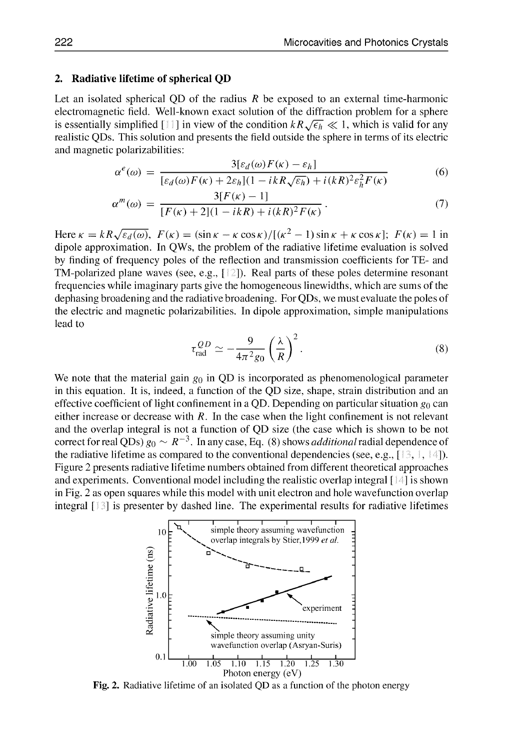## 2. Radiative lifetime of spherical QD

Let an isolated spherical QD of the radius $R$ be exposed to an external time-harmonic electromagnetic field. Well-known exact solution of the diffraction problem for a sphere is essentially simplified [11] in view of the condition $kR\sqrt{\epsilon_h} \ll 1$, which is valid for any realistic QDs. This solution and presents the field outside the sphere in terms of its electric and magnetic polarizabilities:

$$\alpha^e(\omega) = \frac{3[\varepsilon_d(\omega)F(\kappa) - \varepsilon_h]}{[\varepsilon_d(\omega)F(\kappa) + 2\varepsilon_h](1 - ikR\sqrt{\varepsilon_h}) + i(kR)^2\varepsilon_h^2 F(\kappa)} \tag{6}$$

$$\alpha^m(\omega) = \frac{3[F(\kappa) - 1]}{[F(\kappa) + 2](1 - ikR) + i(kR)^2 F(\kappa)} \,. \tag{7}$$

Here $\kappa = kR\sqrt{\varepsilon_d(\omega)}$, $F(\kappa) = (\sin\kappa - \kappa\cos\kappa)/[(\kappa^2 - 1)\sin\kappa + \kappa\cos\kappa]$; $F(\kappa) = 1$ in dipole approximation. In QWs, the problem of the radiative lifetime evaluation is solved by finding of frequency poles of the reflection and transmission coefficients for TE- and TM-polarized plane waves (see, e.g., [12]). Real parts of these poles determine resonant frequencies while imaginary parts give the homogeneous linewidths, which are sums of the dephasing broadening and the radiative broadening. For QDs, we must evaluate the poles of the electric and magnetic polarizabilities. In dipole approximation, simple manipulations lead to

$$\tau_{\mathrm{rad}}^{QD} \simeq -\frac{9}{4\pi^2 g_0}\left(\frac{\lambda}{R}\right)^2 . \tag{8}$$

We note that the material gain $g_0$ in QD is incorporated as phenomenological parameter in this equation. It is, indeed, a function of the QD size, shape, strain distribution and an effective coefficient of light confinement in a QD. Depending on particular situation $g_0$ can either increase or decrease with $R$. In the case when the light confinement is not relevant and the overlap integral is not a function of QD size (the case which is shown to be not correct for real QDs) $g_0 \sim R^{-3}$. In any case, Eq. (8) shows *additional* radial dependence of the radiative lifetime as compared to the conventional dependencies (see, e.g., [13, 1, 14]). Figure 2 presents radiative lifetime numbers obtained from different theoretical approaches and experiments. Conventional model including the realistic overlap integral [14] is shown in Fig. 2 as open squares while this model with unit electron and hole wavefunction overlap integral [13] is presenter by dashed line. The experimental results for radiative lifetimes

**Fig. 2.** Radiative lifetime of an isolated QD as a function of the photon energy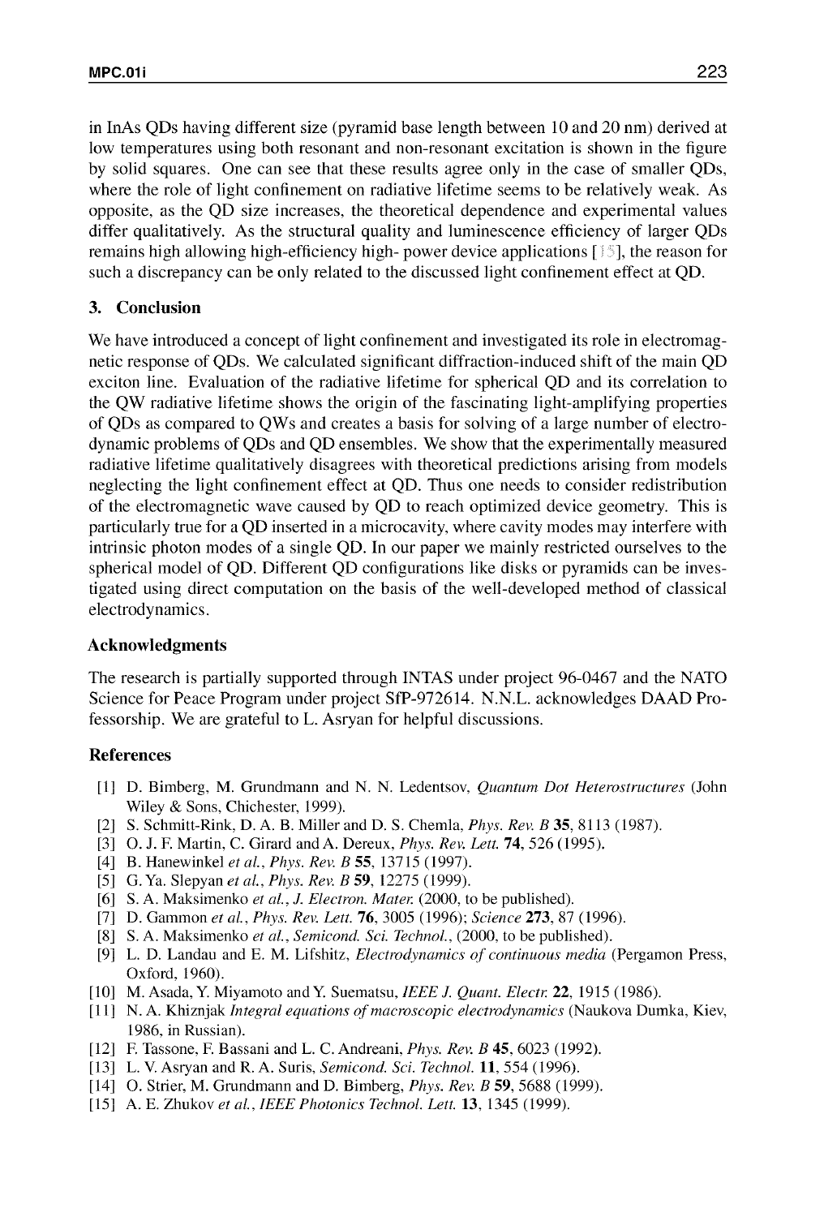in InAs QDs having different size (pyramid base length between 10 and 20 nm) derived at low temperatures using both resonant and non-resonant excitation is shown in the figure by solid squares. One can see that these results agree only in the case of smaller QDs, where the role of light confinement on radiative lifetime seems to be relatively weak. As opposite, as the QD size increases, the theoretical dependence and experimental values differ qualitatively. As the structural quality and luminescence efficiency of larger QDs remains high allowing high-efficiency high- power device applications [15], the reason for such a discrepancy can be only related to the discussed light confinement effect at QD.

## 3. Conclusion

We have introduced a concept of light confinement and investigated its role in electromagnetic response of QDs. We calculated significant diffraction-induced shift of the main QD exciton line. Evaluation of the radiative lifetime for spherical QD and its correlation to the QW radiative lifetime shows the origin of the fascinating light-amplifying properties of QDs as compared to QWs and creates a basis for solving of a large number of electrodynamic problems of QDs and QD ensembles. We show that the experimentally measured radiative lifetime qualitatively disagrees with theoretical predictions arising from models neglecting the light confinement effect at QD. Thus one needs to consider redistribution of the electromagnetic wave caused by QD to reach optimized device geometry. This is particularly true for a QD inserted in a microcavity, where cavity modes may interfere with intrinsic photon modes of a single QD. In our paper we mainly restricted ourselves to the spherical model of QD. Different QD configurations like disks or pyramids can be investigated using direct computation on the basis of the well-developed method of classical electrodynamics.

### Acknowledgments

The research is partially supported through INTAS under project 96-0467 and the NATO Science for Peace Program under project SfP-972614. N.N.L. acknowledges DAAD Professorship. We are grateful to L. Asryan for helpful discussions.

### References

[1] D. Bimberg, M. Grundmann and N. N. Ledentsov, *Quantum Dot Heterostructures* (John Wiley & Sons, Chichester, 1999).

[2] S. Schmitt-Rink, D. A. B. Miller and D. S. Chemla, *Phys. Rev. B* **35**, 8113 (1987).

[3] O. J. F. Martin, C. Girard and A. Dereux, *Phys. Rev. Lett.* **74**, 526 (1995).

[4] B. Hanewinkel *et al.*, *Phys. Rev. B* **55**, 13715 (1997).

[5] G. Ya. Slepyan *et al.*, *Phys. Rev. B* **59**, 12275 (1999).

[6] S. A. Maksimenko *et al.*, *J. Electron. Mater.* (2000, to be published).

[7] D. Gammon *et al.*, *Phys. Rev. Lett.* **76**, 3005 (1996); *Science* **273**, 87 (1996).

[8] S. A. Maksimenko *et al.*, *Semicond. Sci. Technol.*, (2000, to be published).

[9] L. D. Landau and E. M. Lifshitz, *Electrodynamics of continuous media* (Pergamon Press, Oxford, 1960).

[10] M. Asada, Y. Miyamoto and Y. Suematsu, *IEEE J. Quant. Electr.* **22**, 1915 (1986).

[11] N. A. Khiznjak *Integral equations of macroscopic electrodynamics* (Naukova Dumka, Kiev, 1986, in Russian).

[12] F. Tassone, F. Bassani and L. C. Andreani, *Phys. Rev. B* **45**, 6023 (1992).

[13] L. V. Asryan and R. A. Suris, *Semicond. Sci. Technol.* **11**, 554 (1996).

[14] O. Strier, M. Grundmann and D. Bimberg, *Phys. Rev. B* **59**, 5688 (1999).

[15] A. E. Zhukov *et al.*, *IEEE Photonics Technol. Lett.* **13**, 1345 (1999).